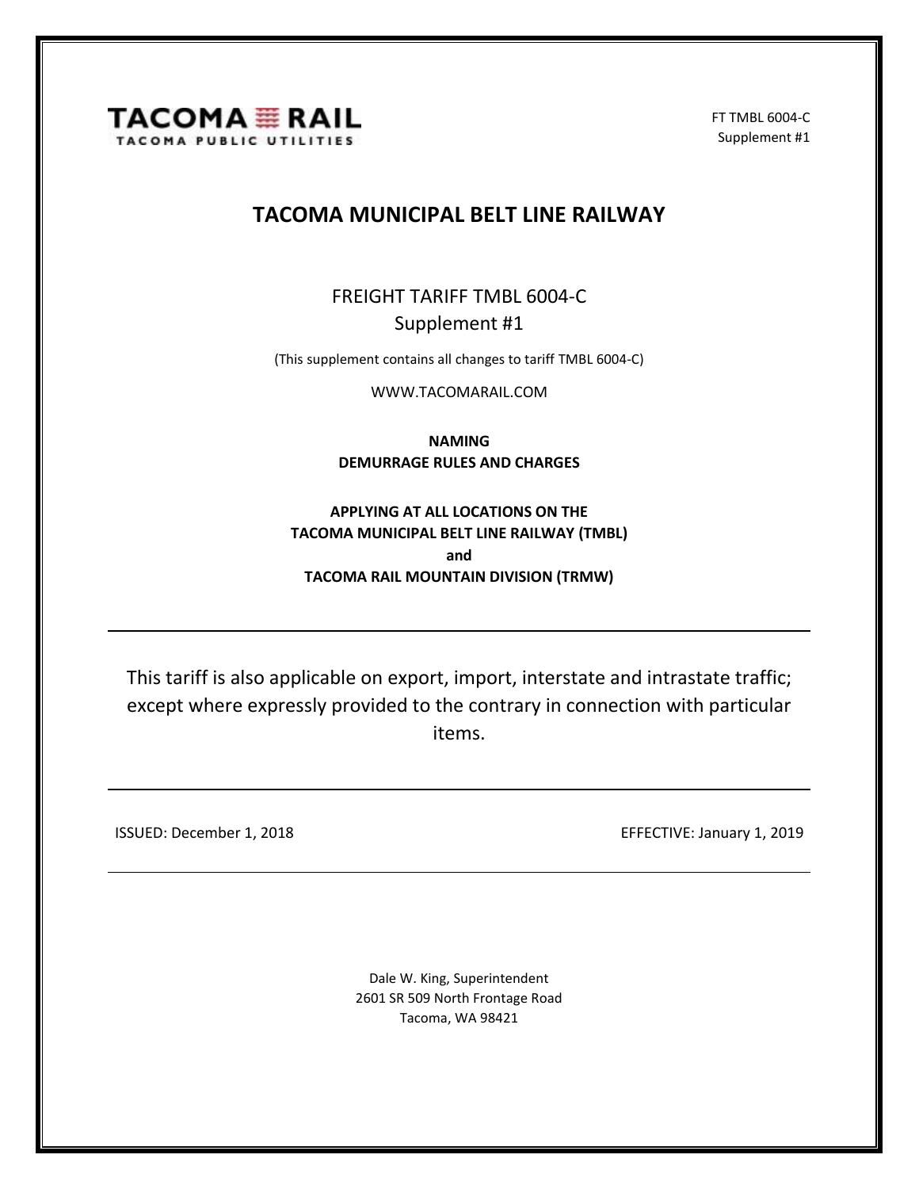TACOMA RAIL
TACOMA PUBLIC UTILITIES

FT TMBL 6004-C
Supplement #1

# TACOMA MUNICIPAL BELT LINE RAILWAY

FREIGHT TARIFF TMBL 6004-C
Supplement #1

(This supplement contains all changes to tariff TMBL 6004-C)

WWW.TACOMARAIL.COM

**NAMING**
**DEMURRAGE RULES AND CHARGES**

**APPLYING AT ALL LOCATIONS ON THE**
**TACOMA MUNICIPAL BELT LINE RAILWAY (TMBL)**
**and**
**TACOMA RAIL MOUNTAIN DIVISION (TRMW)**

---

This tariff is also applicable on export, import, interstate and intrastate traffic; except where expressly provided to the contrary in connection with particular items.

---

ISSUED: December 1, 2018

EFFECTIVE: January 1, 2019

---

Dale W. King, Superintendent
2601 SR 509 North Frontage Road
Tacoma, WA 98421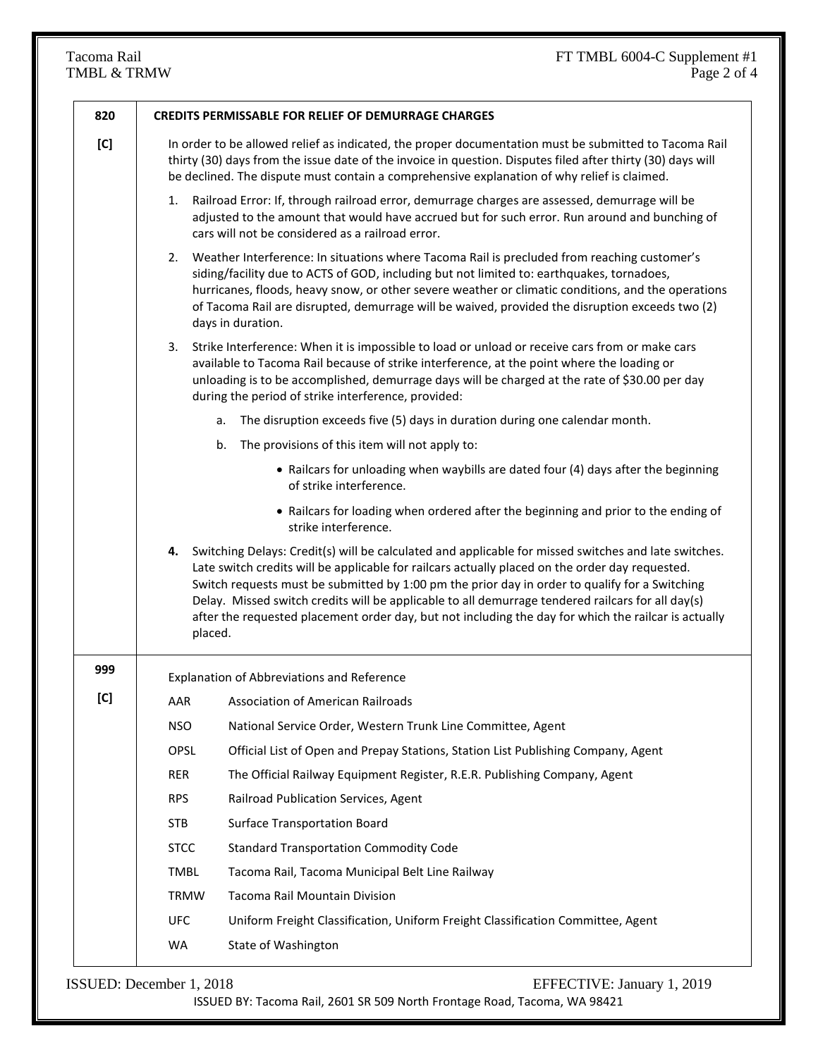| | |
|---|---|
| **820** | **CREDITS PERMISSABLE FOR RELIEF OF DEMURRAGE CHARGES** |
| **[C]** | In order to be allowed relief as indicated, the proper documentation must be submitted to Tacoma Rail thirty (30) days from the issue date of the invoice in question. Disputes filed after thirty (30) days will be declined. The dispute must contain a comprehensive explanation of why relief is claimed.<br><br>1. Railroad Error: If, through railroad error, demurrage charges are assessed, demurrage will be adjusted to the amount that would have accrued but for such error. Run around and bunching of cars will not be considered as a railroad error.<br><br>2. Weather Interference: In situations where Tacoma Rail is precluded from reaching customer's siding/facility due to ACTS of GOD, including but not limited to: earthquakes, tornadoes, hurricanes, floods, heavy snow, or other severe weather or climatic conditions, and the operations of Tacoma Rail are disrupted, demurrage will be waived, provided the disruption exceeds two (2) days in duration.<br><br>3. Strike Interference: When it is impossible to load or unload or receive cars from or make cars available to Tacoma Rail because of strike interference, at the point where the loading or unloading is to be accomplished, demurrage days will be charged at the rate of $30.00 per day during the period of strike interference, provided:<br>  a. The disruption exceeds five (5) days in duration during one calendar month.<br>  b. The provisions of this item will not apply to:<br>    • Railcars for unloading when waybills are dated four (4) days after the beginning of strike interference.<br>    • Railcars for loading when ordered after the beginning and prior to the ending of strike interference.<br><br>**4.** Switching Delays: Credit(s) will be calculated and applicable for missed switches and late switches. Late switch credits will be applicable for railcars actually placed on the order day requested. Switch requests must be submitted by 1:00 pm the prior day in order to qualify for a Switching Delay. Missed switch credits will be applicable to all demurrage tendered railcars for all day(s) after the requested placement order day, but not including the day for which the railcar is actually placed. |
| **999**<br>**[C]** | Explanation of Abbreviations and Reference<br><br>AAR — Association of American Railroads<br>NSO — National Service Order, Western Trunk Line Committee, Agent<br>OPSL — Official List of Open and Prepay Stations, Station List Publishing Company, Agent<br>RER — The Official Railway Equipment Register, R.E.R. Publishing Company, Agent<br>RPS — Railroad Publication Services, Agent<br>STB — Surface Transportation Board<br>STCC — Standard Transportation Commodity Code<br>TMBL — Tacoma Rail, Tacoma Municipal Belt Line Railway<br>TRMW — Tacoma Rail Mountain Division<br>UFC — Uniform Freight Classification, Uniform Freight Classification Committee, Agent<br>WA — State of Washington |

ISSUED: December 1, 2018 EFFECTIVE: January 1, 2019

ISSUED BY: Tacoma Rail, 2601 SR 509 North Frontage Road, Tacoma, WA 98421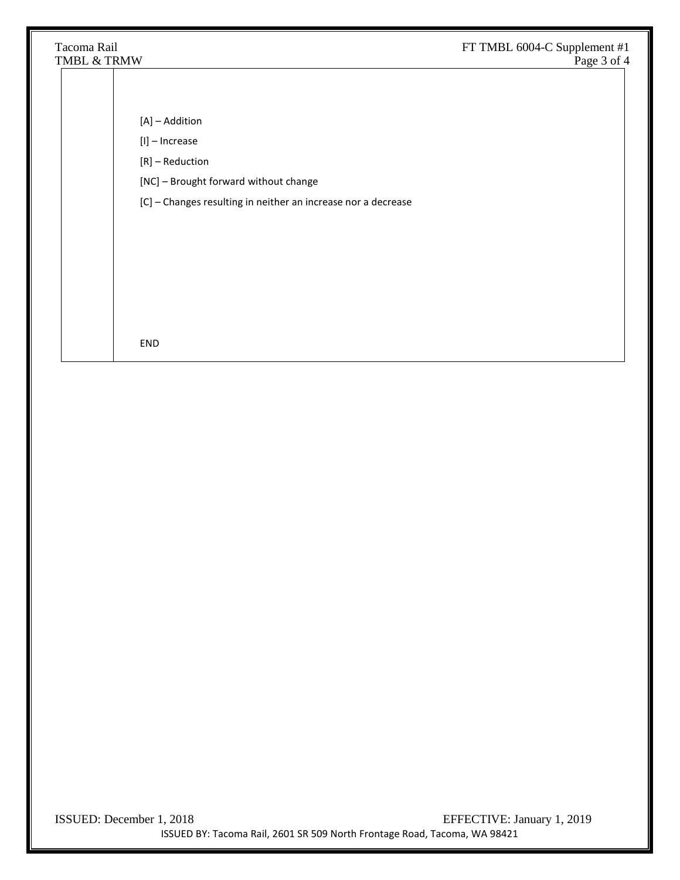[A] – Addition

[I] – Increase

[R] – Reduction

[NC] – Brought forward without change

[C] – Changes resulting in neither an increase nor a decrease

END

ISSUED: December 1, 2018 EFFECTIVE: January 1, 2019

ISSUED BY: Tacoma Rail, 2601 SR 509 North Frontage Road, Tacoma, WA 98421